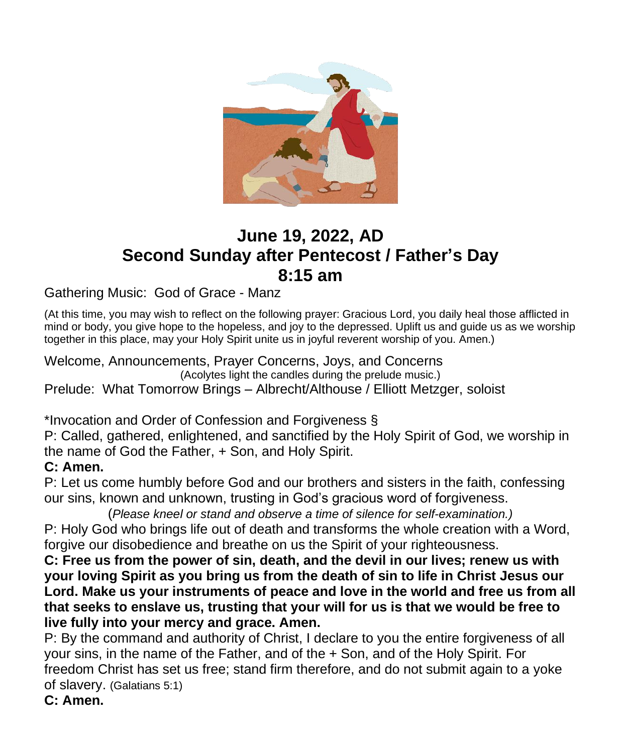# June 19, 2022, AD
# Second Sunday after Pentecost / Father's Day
# 8:15 am

Gathering Music: God of Grace - Manz

(At this time, you may wish to reflect on the following prayer: Gracious Lord, you daily heal those afflicted in mind or body, you give hope to the hopeless, and joy to the depressed. Uplift us and guide us as we worship together in this place, may your Holy Spirit unite us in joyful reverent worship of you. Amen.)

Welcome, Announcements, Prayer Concerns, Joys, and Concerns

(Acolytes light the candles during the prelude music.)

Prelude: What Tomorrow Brings – Albrecht/Althouse / Elliott Metzger, soloist

*Invocation and Order of Confession and Forgiveness §

P: Called, gathered, enlightened, and sanctified by the Holy Spirit of God, we worship in the name of God the Father, + Son, and Holy Spirit.

**C: Amen.**

P: Let us come humbly before God and our brothers and sisters in the faith, confessing our sins, known and unknown, trusting in God's gracious word of forgiveness.

(*Please kneel or stand and observe a time of silence for self-examination.)*

P: Holy God who brings life out of death and transforms the whole creation with a Word, forgive our disobedience and breathe on us the Spirit of your righteousness.

**C: Free us from the power of sin, death, and the devil in our lives; renew us with your loving Spirit as you bring us from the death of sin to life in Christ Jesus our Lord. Make us your instruments of peace and love in the world and free us from all that seeks to enslave us, trusting that your will for us is that we would be free to live fully into your mercy and grace. Amen.**

P: By the command and authority of Christ, I declare to you the entire forgiveness of all your sins, in the name of the Father, and of the + Son, and of the Holy Spirit. For freedom Christ has set us free; stand firm therefore, and do not submit again to a yoke of slavery. (Galatians 5:1)

**C: Amen.**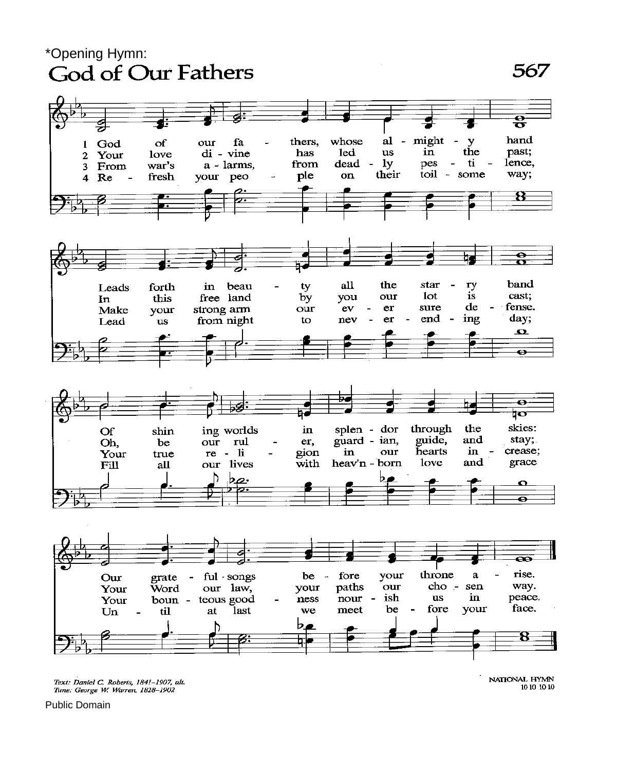*Opening Hymn:

# God of Our Fathers

567

1 God of our fathers, whose almighty hand
Leads forth in beauty all the starry band
Of shining worlds in splendor through the skies:
Our grateful songs before your throne arise.

2 Your love divine has led us in the past;
In this free land by you our lot is cast;
Oh, be our ruler, guardian, guide, and stay;
Your Word our law, your paths our chosen way.

3 From war's alarms, from deadly pestilence,
Make your strong arm our ever sure defense.
Your true religion in our hearts increase;
Your bounteous goodness nourish us in peace.

4 Refresh your people on their toilsome way;
Lead us from night to never-ending day;
Fill all our lives with heav'n-born love and grace
Until at last we meet before your face.

*Text: Daniel C. Roberts, 1841–1907, alt.*
*Tune: George W. Warren, 1828–1902*

NATIONAL HYMN
10 10 10 10

Public Domain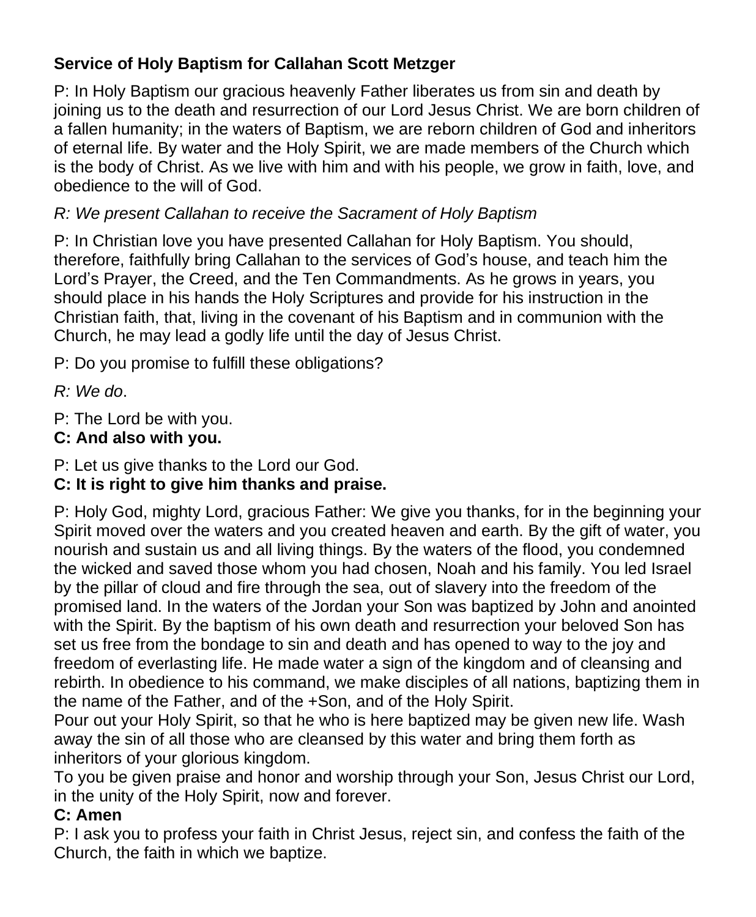**Service of Holy Baptism for Callahan Scott Metzger**

P: In Holy Baptism our gracious heavenly Father liberates us from sin and death by joining us to the death and resurrection of our Lord Jesus Christ. We are born children of a fallen humanity; in the waters of Baptism, we are reborn children of God and inheritors of eternal life. By water and the Holy Spirit, we are made members of the Church which is the body of Christ. As we live with him and with his people, we grow in faith, love, and obedience to the will of God.

*R: We present Callahan to receive the Sacrament of Holy Baptism*

P: In Christian love you have presented Callahan for Holy Baptism. You should, therefore, faithfully bring Callahan to the services of God's house, and teach him the Lord's Prayer, the Creed, and the Ten Commandments. As he grows in years, you should place in his hands the Holy Scriptures and provide for his instruction in the Christian faith, that, living in the covenant of his Baptism and in communion with the Church, he may lead a godly life until the day of Jesus Christ.

P: Do you promise to fulfill these obligations?

*R: We do*.

P: The Lord be with you.
**C: And also with you.**

P: Let us give thanks to the Lord our God.
**C: It is right to give him thanks and praise.**

P: Holy God, mighty Lord, gracious Father: We give you thanks, for in the beginning your Spirit moved over the waters and you created heaven and earth. By the gift of water, you nourish and sustain us and all living things. By the waters of the flood, you condemned the wicked and saved those whom you had chosen, Noah and his family. You led Israel by the pillar of cloud and fire through the sea, out of slavery into the freedom of the promised land. In the waters of the Jordan your Son was baptized by John and anointed with the Spirit. By the baptism of his own death and resurrection your beloved Son has set us free from the bondage to sin and death and has opened to way to the joy and freedom of everlasting life. He made water a sign of the kingdom and of cleansing and rebirth. In obedience to his command, we make disciples of all nations, baptizing them in the name of the Father, and of the +Son, and of the Holy Spirit.
Pour out your Holy Spirit, so that he who is here baptized may be given new life. Wash away the sin of all those who are cleansed by this water and bring them forth as inheritors of your glorious kingdom.
To you be given praise and honor and worship through your Son, Jesus Christ our Lord, in the unity of the Holy Spirit, now and forever.
**C: Amen**
P: I ask you to profess your faith in Christ Jesus, reject sin, and confess the faith of the Church, the faith in which we baptize.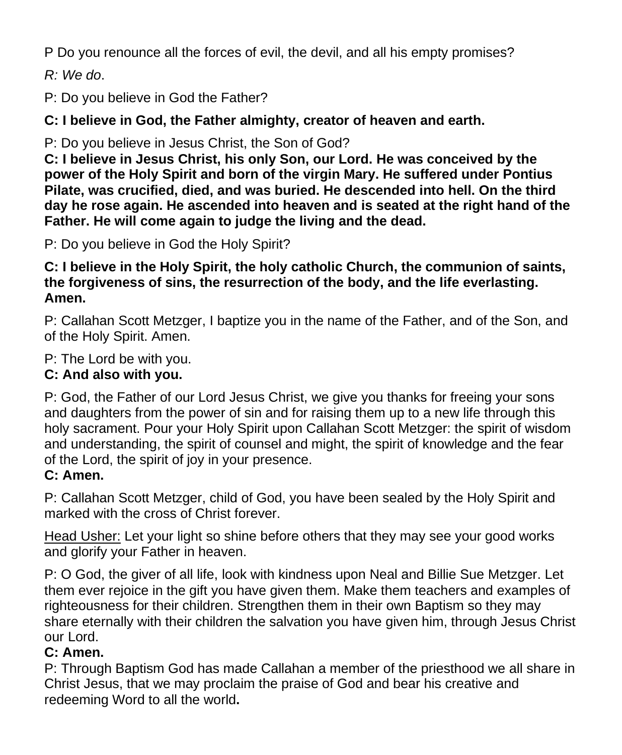P Do you renounce all the forces of evil, the devil, and all his empty promises?

*R: We do*.

P: Do you believe in God the Father?

**C: I believe in God, the Father almighty, creator of heaven and earth.**

P: Do you believe in Jesus Christ, the Son of God?
**C: I believe in Jesus Christ, his only Son, our Lord. He was conceived by the power of the Holy Spirit and born of the virgin Mary. He suffered under Pontius Pilate, was crucified, died, and was buried. He descended into hell. On the third day he rose again. He ascended into heaven and is seated at the right hand of the Father. He will come again to judge the living and the dead.**

P: Do you believe in God the Holy Spirit?

**C: I believe in the Holy Spirit, the holy catholic Church, the communion of saints, the forgiveness of sins, the resurrection of the body, and the life everlasting. Amen.**

P: Callahan Scott Metzger, I baptize you in the name of the Father, and of the Son, and of the Holy Spirit. Amen.

P: The Lord be with you.
**C: And also with you.**

P: God, the Father of our Lord Jesus Christ, we give you thanks for freeing your sons and daughters from the power of sin and for raising them up to a new life through this holy sacrament. Pour your Holy Spirit upon Callahan Scott Metzger: the spirit of wisdom and understanding, the spirit of counsel and might, the spirit of knowledge and the fear of the Lord, the spirit of joy in your presence.
**C: Amen.**

P: Callahan Scott Metzger, child of God, you have been sealed by the Holy Spirit and marked with the cross of Christ forever.

<u>Head Usher:</u> Let your light so shine before others that they may see your good works and glorify your Father in heaven.

P: O God, the giver of all life, look with kindness upon Neal and Billie Sue Metzger. Let them ever rejoice in the gift you have given them. Make them teachers and examples of righteousness for their children. Strengthen them in their own Baptism so they may share eternally with their children the salvation you have given him, through Jesus Christ our Lord.
**C: Amen.**
P: Through Baptism God has made Callahan a member of the priesthood we all share in Christ Jesus, that we may proclaim the praise of God and bear his creative and redeeming Word to all the world.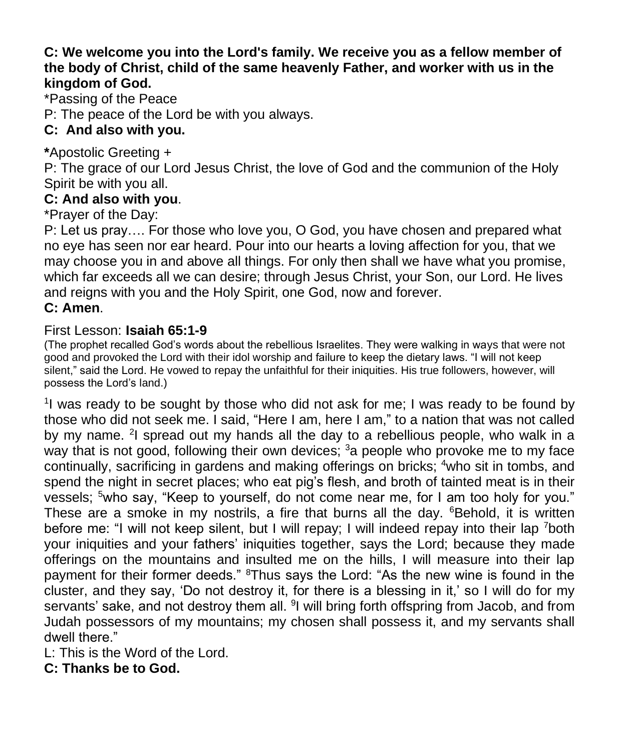**C: We welcome you into the Lord's family. We receive you as a fellow member of the body of Christ, child of the same heavenly Father, and worker with us in the kingdom of God.**

*Passing of the Peace

P: The peace of the Lord be with you always.

**C: And also with you.**

**\***Apostolic Greeting +

P: The grace of our Lord Jesus Christ, the love of God and the communion of the Holy Spirit be with you all.

**C: And also with you**.

*Prayer of the Day:

P: Let us pray…. For those who love you, O God, you have chosen and prepared what no eye has seen nor ear heard. Pour into our hearts a loving affection for you, that we may choose you in and above all things. For only then shall we have what you promise, which far exceeds all we can desire; through Jesus Christ, your Son, our Lord. He lives and reigns with you and the Holy Spirit, one God, now and forever.

**C: Amen**.

First Lesson: **Isaiah 65:1-9**

(The prophet recalled God's words about the rebellious Israelites. They were walking in ways that were not good and provoked the Lord with their idol worship and failure to keep the dietary laws. "I will not keep silent," said the Lord. He vowed to repay the unfaithful for their iniquities. His true followers, however, will possess the Lord's land.)

[1]I was ready to be sought by those who did not ask for me; I was ready to be found by those who did not seek me. I said, "Here I am, here I am," to a nation that was not called by my name. [2]I spread out my hands all the day to a rebellious people, who walk in a way that is not good, following their own devices; [3]a people who provoke me to my face continually, sacrificing in gardens and making offerings on bricks; [4]who sit in tombs, and spend the night in secret places; who eat pig's flesh, and broth of tainted meat is in their vessels; [5]who say, "Keep to yourself, do not come near me, for I am too holy for you." These are a smoke in my nostrils, a fire that burns all the day. [6]Behold, it is written before me: "I will not keep silent, but I will repay; I will indeed repay into their lap [7]both your iniquities and your fathers' iniquities together, says the Lord; because they made offerings on the mountains and insulted me on the hills, I will measure into their lap payment for their former deeds." [8]Thus says the Lord: "As the new wine is found in the cluster, and they say, 'Do not destroy it, for there is a blessing in it,' so I will do for my servants' sake, and not destroy them all. [9]I will bring forth offspring from Jacob, and from Judah possessors of my mountains; my chosen shall possess it, and my servants shall dwell there."

L: This is the Word of the Lord.

**C: Thanks be to God.**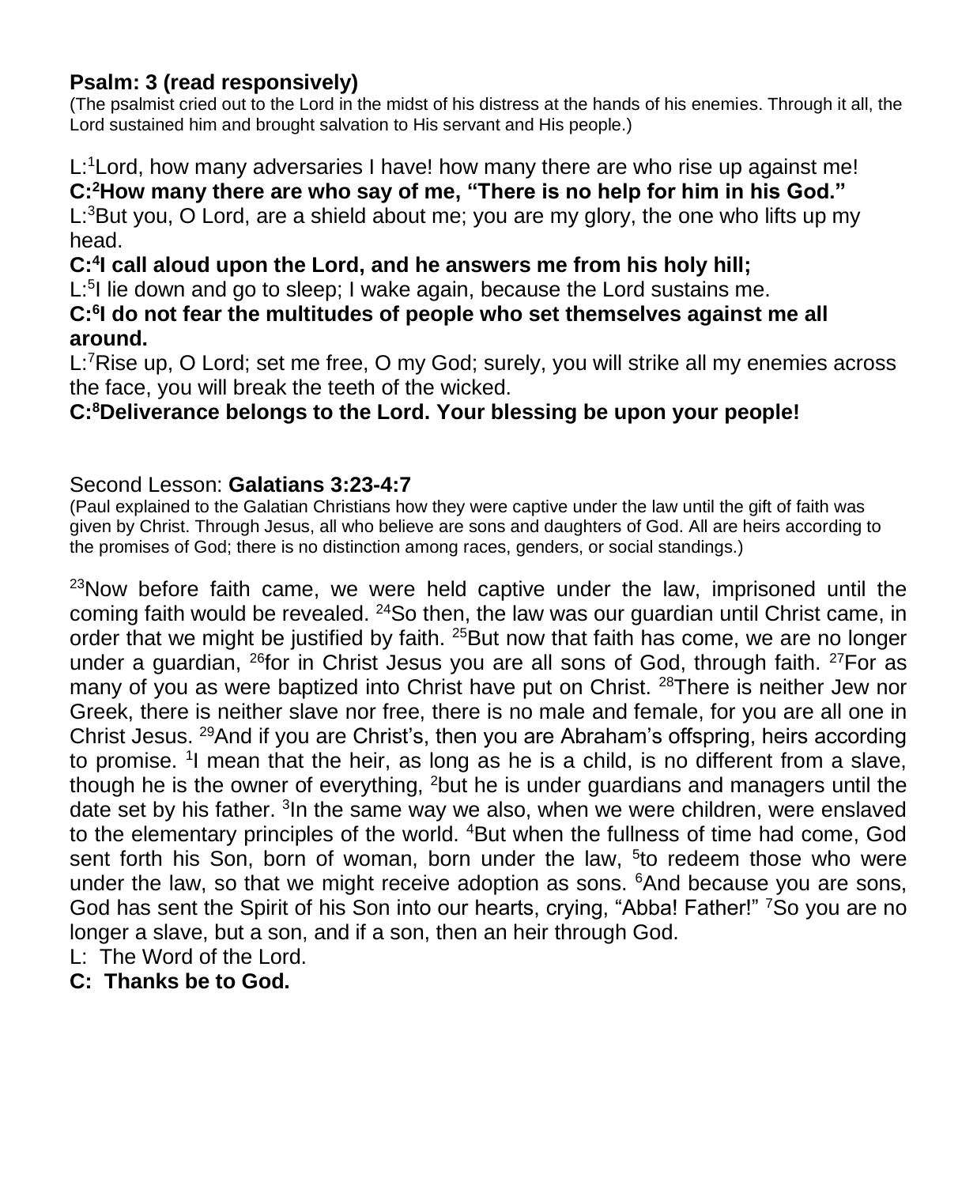**Psalm: 3 (read responsively)**

(The psalmist cried out to the Lord in the midst of his distress at the hands of his enemies. Through it all, the Lord sustained him and brought salvation to His servant and His people.)

L:[1]Lord, how many adversaries I have! how many there are who rise up against me!

**C:[2]How many there are who say of me, "There is no help for him in his God."**

L:[3]But you, O Lord, are a shield about me; you are my glory, the one who lifts up my head.

**C:[4]I call aloud upon the Lord, and he answers me from his holy hill;**

L:[5]I lie down and go to sleep; I wake again, because the Lord sustains me.

**C:[6]I do not fear the multitudes of people who set themselves against me all around.**

L:[7]Rise up, O Lord; set me free, O my God; surely, you will strike all my enemies across the face, you will break the teeth of the wicked.

**C:[8]Deliverance belongs to the Lord. Your blessing be upon your people!**

Second Lesson: **Galatians 3:23-4:7**

(Paul explained to the Galatian Christians how they were captive under the law until the gift of faith was given by Christ. Through Jesus, all who believe are sons and daughters of God. All are heirs according to the promises of God; there is no distinction among races, genders, or social standings.)

[23]Now before faith came, we were held captive under the law, imprisoned until the coming faith would be revealed. [24]So then, the law was our guardian until Christ came, in order that we might be justified by faith. [25]But now that faith has come, we are no longer under a guardian, [26]for in Christ Jesus you are all sons of God, through faith. [27]For as many of you as were baptized into Christ have put on Christ. [28]There is neither Jew nor Greek, there is neither slave nor free, there is no male and female, for you are all one in Christ Jesus. [29]And if you are Christ's, then you are Abraham's offspring, heirs according to promise. [1]I mean that the heir, as long as he is a child, is no different from a slave, though he is the owner of everything, [2]but he is under guardians and managers until the date set by his father. [3]In the same way we also, when we were children, were enslaved to the elementary principles of the world. [4]But when the fullness of time had come, God sent forth his Son, born of woman, born under the law, [5]to redeem those who were under the law, so that we might receive adoption as sons. [6]And because you are sons, God has sent the Spirit of his Son into our hearts, crying, "Abba! Father!" [7]So you are no longer a slave, but a son, and if a son, then an heir through God.

L: The Word of the Lord.

**C: Thanks be to God.**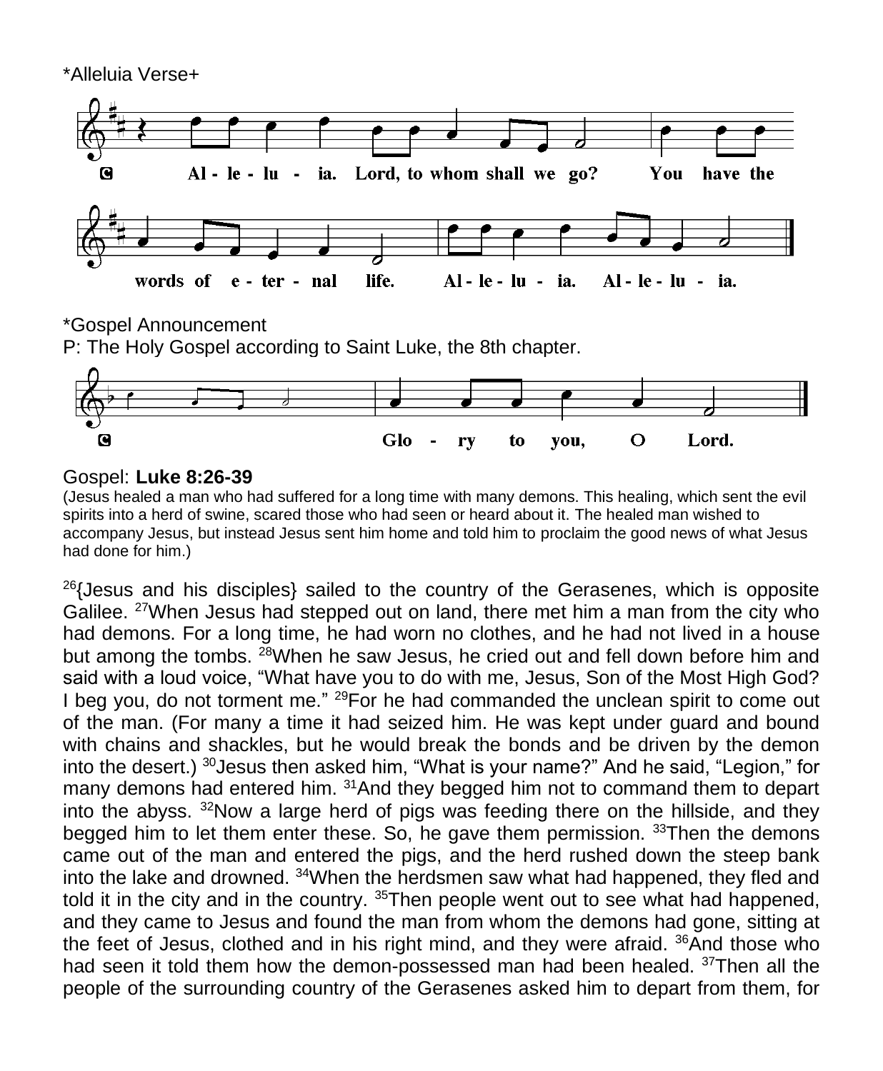*Alleluia Verse+

C Al - le - lu - ia. Lord, to whom shall we go? You have the words of e - ter - nal life. Al - le - lu - ia. Al - le - lu - ia.

*Gospel Announcement

P: The Holy Gospel according to Saint Luke, the 8th chapter.

C Glo - ry to you, O Lord.

Gospel: **Luke 8:26-39**

(Jesus healed a man who had suffered for a long time with many demons. This healing, which sent the evil spirits into a herd of swine, scared those who had seen or heard about it. The healed man wished to accompany Jesus, but instead Jesus sent him home and told him to proclaim the good news of what Jesus had done for him.)

[26]{Jesus and his disciples} sailed to the country of the Gerasenes, which is opposite Galilee. [27]When Jesus had stepped out on land, there met him a man from the city who had demons. For a long time, he had worn no clothes, and he had not lived in a house but among the tombs. [28]When he saw Jesus, he cried out and fell down before him and said with a loud voice, "What have you to do with me, Jesus, Son of the Most High God? I beg you, do not torment me." [29]For he had commanded the unclean spirit to come out of the man. (For many a time it had seized him. He was kept under guard and bound with chains and shackles, but he would break the bonds and be driven by the demon into the desert.) [30]Jesus then asked him, "What is your name?" And he said, "Legion," for many demons had entered him. [31]And they begged him not to command them to depart into the abyss. [32]Now a large herd of pigs was feeding there on the hillside, and they begged him to let them enter these. So, he gave them permission. [33]Then the demons came out of the man and entered the pigs, and the herd rushed down the steep bank into the lake and drowned. [34]When the herdsmen saw what had happened, they fled and told it in the city and in the country. [35]Then people went out to see what had happened, and they came to Jesus and found the man from whom the demons had gone, sitting at the feet of Jesus, clothed and in his right mind, and they were afraid. [36]And those who had seen it told them how the demon-possessed man had been healed. [37]Then all the people of the surrounding country of the Gerasenes asked him to depart from them, for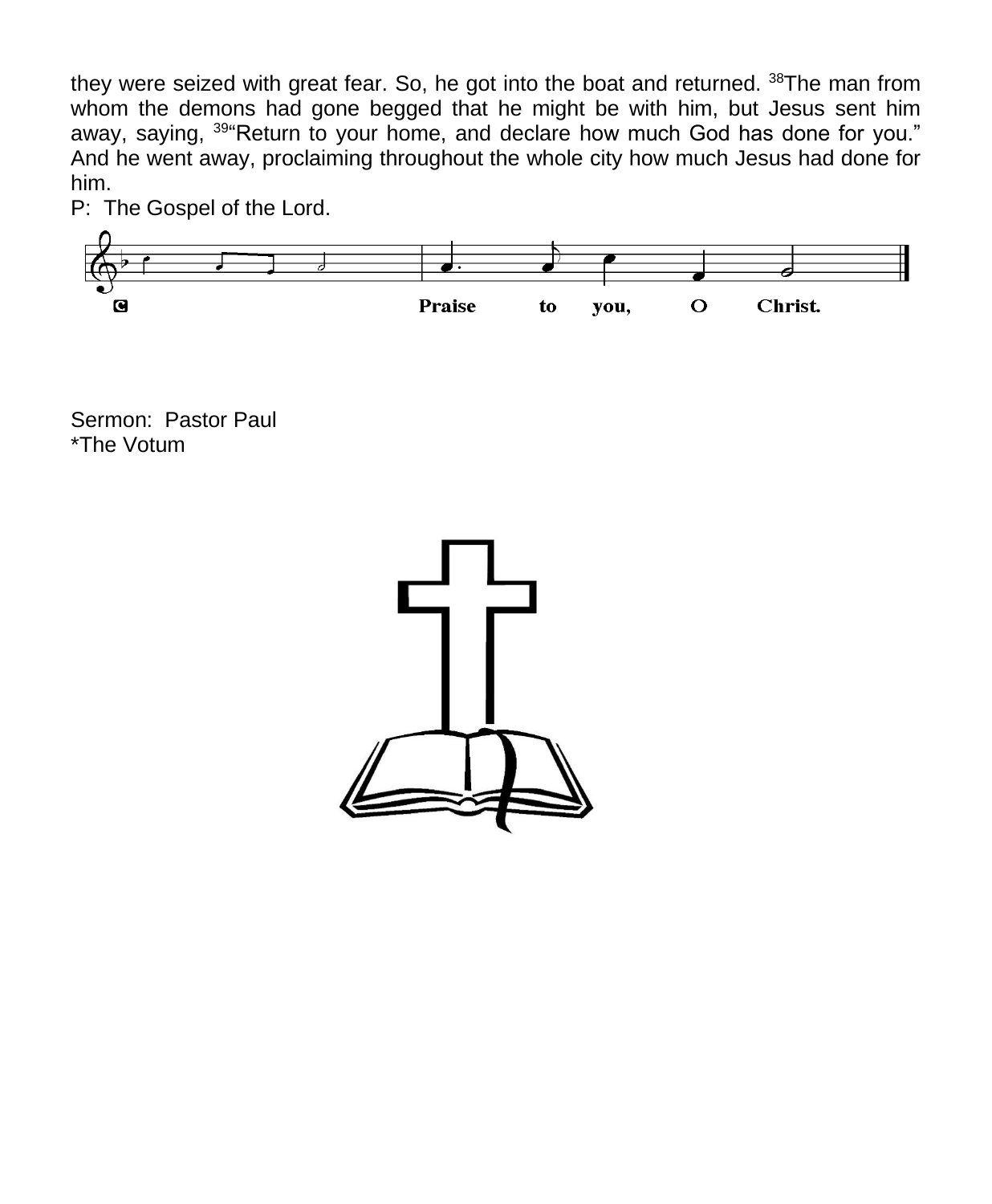they were seized with great fear. So, he got into the boat and returned. [38]The man from whom the demons had gone begged that he might be with him, but Jesus sent him away, saying, [39]"Return to your home, and declare how much God has done for you." And he went away, proclaiming throughout the whole city how much Jesus had done for him.

P: The Gospel of the Lord.

C: Praise to you, O Christ.

Sermon: Pastor Paul

*The Votum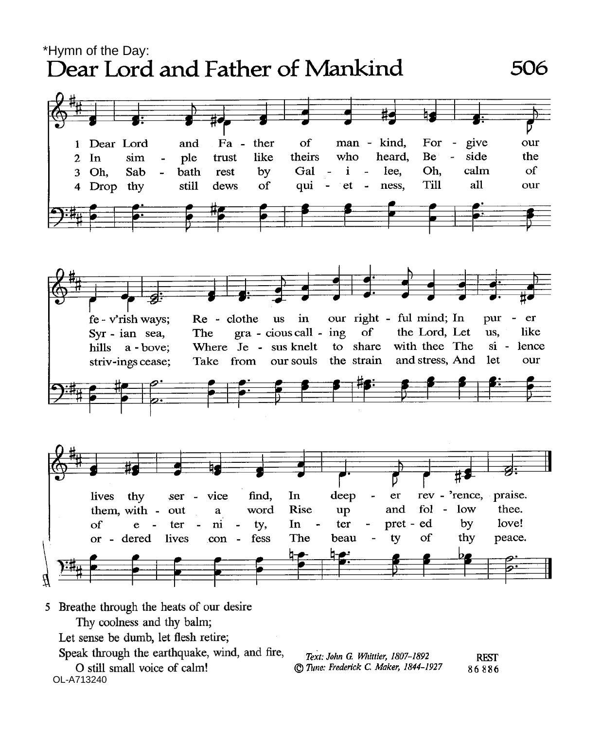*Hymn of the Day:

# Dear Lord and Father of Mankind 506

1 Dear Lord and Father of mankind, Forgive our fe-v'rish ways; Re-clothe us in our rightful mind; In purer lives thy service find, In deeper rev'rence, praise.

2 In simple trust like theirs who heard, Beside the Syrian sea, The gracious calling of the Lord, Let us, like them, without a word Rise up and follow thee.

3 Oh, Sabbath rest by Galilee, Oh, calm of hills above; Where Jesus knelt to share with thee The silence of eternity, Interpreted by love!

4 Drop thy still dews of quietness, Till all our strivings cease; Take from our souls the strain and stress, And let our ordered lives confess The beauty of thy peace.

5 Breathe through the heats of our desire
Thy coolness and thy balm;
Let sense be dumb, let flesh retire;
Speak through the earthquake, wind, and fire,
O still small voice of calm!

*Text: John G. Whittier, 1807–1892*
*© Tune: Frederick C. Maker, 1844–1927*

REST
86 886

OL-A713240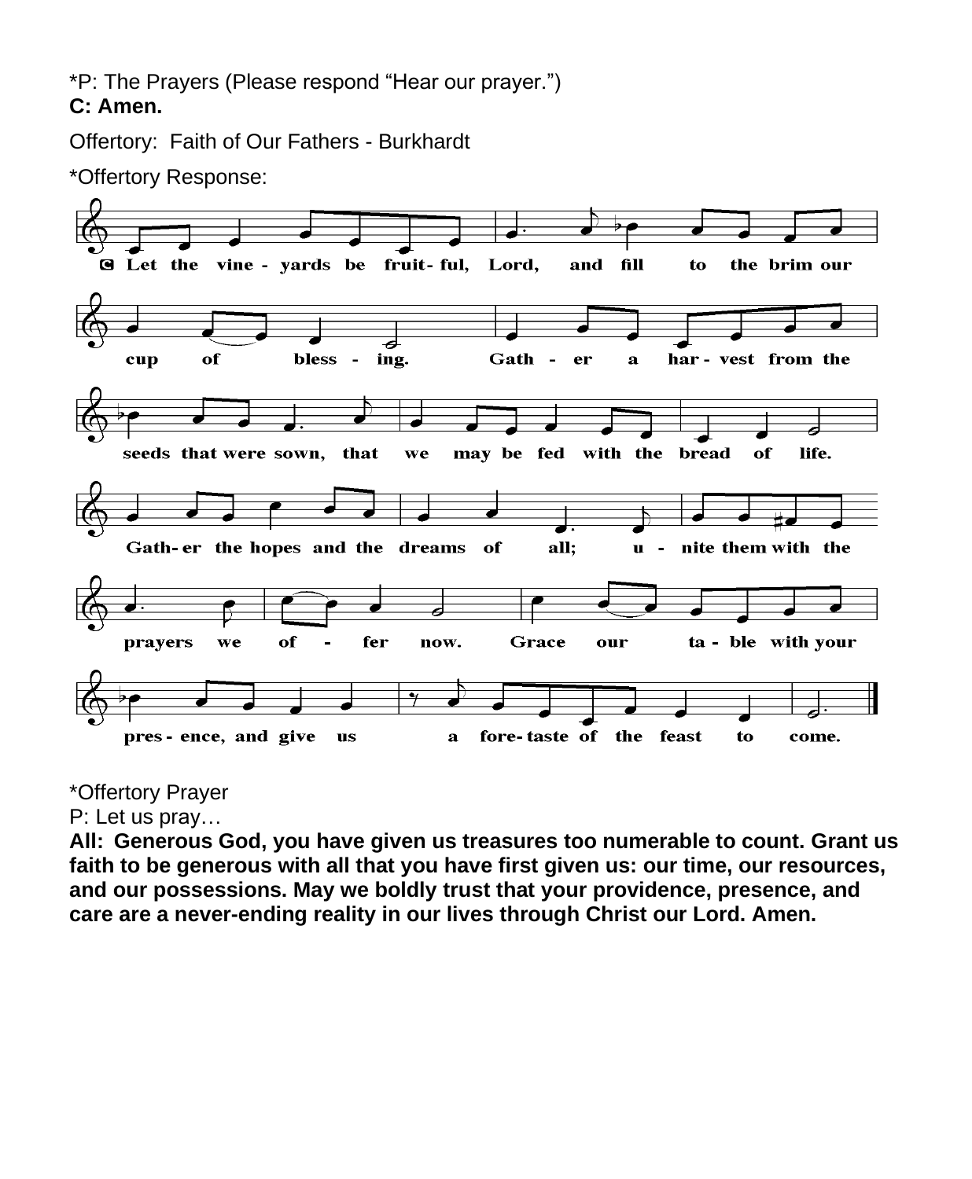*P: The Prayers (Please respond “Hear our prayer.”)
**C: Amen.**

Offertory: Faith of Our Fathers - Burkhardt

*Offertory Response:

C Let the vine - yards be fruit - ful, Lord, and fill to the brim our cup of bless - ing. Gath - er a har - vest from the seeds that were sown, that we may be fed with the bread of life. Gath - er the hopes and the dreams of all; u - nite them with the prayers we of - fer now. Grace our ta - ble with your pres - ence, and give us a fore - taste of the feast to come.

*Offertory Prayer

P: Let us pray…

**All: Generous God, you have given us treasures too numerable to count. Grant us faith to be generous with all that you have first given us: our time, our resources, and our possessions. May we boldly trust that your providence, presence, and care are a never-ending reality in our lives through Christ our Lord. Amen.**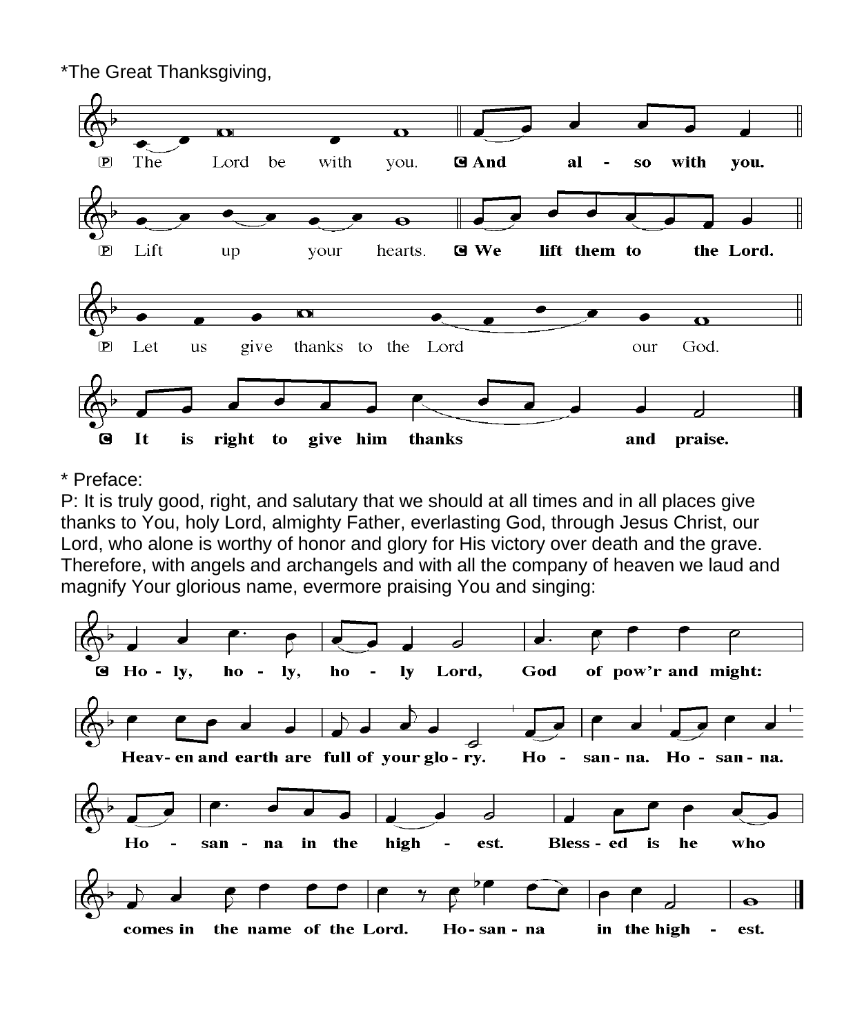*The Great Thanksgiving,

P The Lord be with you. **C And also with you.**

P Lift up your hearts. **C We lift them to the Lord.**

P Let us give thanks to the Lord our God.

**C It is right to give him thanks and praise.**

* Preface:

P: It is truly good, right, and salutary that we should at all times and in all places give thanks to You, holy Lord, almighty Father, everlasting God, through Jesus Christ, our Lord, who alone is worthy of honor and glory for His victory over death and the grave. Therefore, with angels and archangels and with all the company of heaven we laud and magnify Your glorious name, evermore praising You and singing:

**C Ho - ly, ho - ly, ho - ly Lord, God of pow'r and might:**

**Heav- en and earth are full of your glo - ry. Ho - san - na. Ho - san - na.**

**Ho - san - na in the high - est. Bless - ed is he who**

**comes in the name of the Lord. Ho - san - na in the high - est.**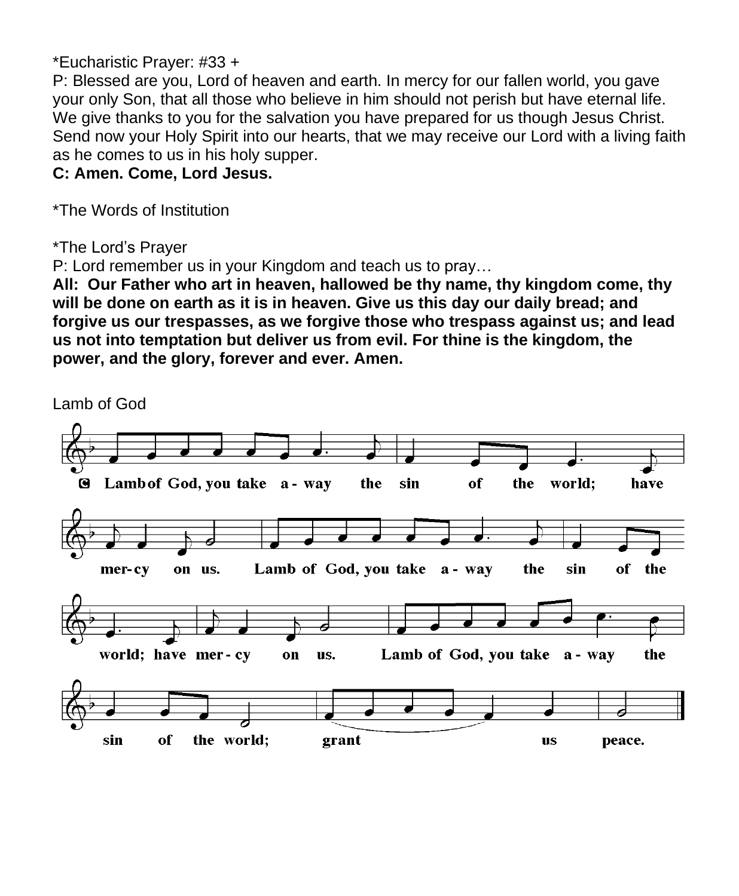*Eucharistic Prayer: #33 +

P: Blessed are you, Lord of heaven and earth. In mercy for our fallen world, you gave your only Son, that all those who believe in him should not perish but have eternal life. We give thanks to you for the salvation you have prepared for us though Jesus Christ. Send now your Holy Spirit into our hearts, that we may receive our Lord with a living faith as he comes to us in his holy supper.

**C: Amen. Come, Lord Jesus.**

*The Words of Institution

*The Lord's Prayer

P: Lord remember us in your Kingdom and teach us to pray…

**All: Our Father who art in heaven, hallowed be thy name, thy kingdom come, thy will be done on earth as it is in heaven. Give us this day our daily bread; and forgive us our trespasses, as we forgive those who trespass against us; and lead us not into temptation but deliver us from evil. For thine is the kingdom, the power, and the glory, forever and ever. Amen.**

Lamb of God

C Lamb of God, you take a-way the sin of the world; have mer-cy on us. Lamb of God, you take a-way the sin of the world; have mer-cy on us. Lamb of God, you take a-way the sin of the world; grant us peace.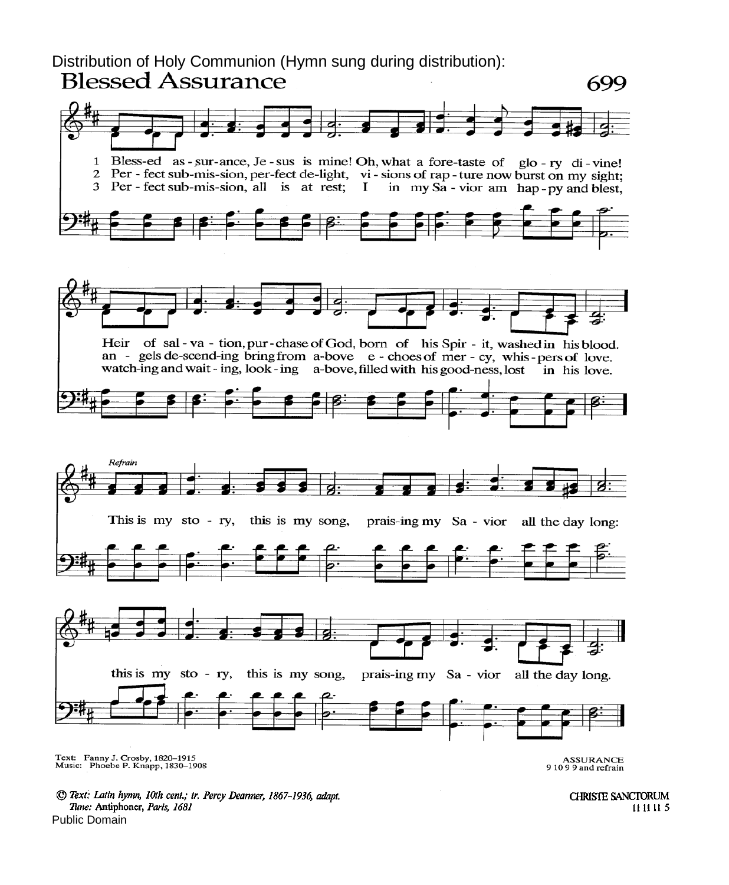Distribution of Holy Communion (Hymn sung during distribution):

# Blessed Assurance

699

1 Bless-ed as - sur-ance, Je - sus is mine! Oh, what a fore-taste of glo - ry di - vine!
2 Per - fect sub-mis-sion, per-fect de-light, vi - sions of rap - ture now burst on my sight;
3 Per - fect sub-mis-sion, all is at rest; I in my Sa - vior am hap - py and blest,

Heir of sal - va - tion, pur - chase of God, born of his Spir - it, washed in his blood.
an - gels de-scend-ing bring from a-bove e - choes of mer - cy, whis - pers of love.
watch-ing and wait - ing, look - ing a-bove, filled with his good-ness, lost in his love.

*Refrain*

This is my sto - ry, this is my song, prais-ing my Sa - vior all the day long:

this is my sto - ry, this is my song, prais-ing my Sa - vior all the day long.

Text: Fanny J. Crosby, 1820–1915
Music: Phoebe P. Knapp, 1830–1908

ASSURANCE
9 10 9 9 and refrain

© *Text: Latin hymn, 10th cent.; tr. Percy Dearmer, 1867–1936, adapt.*
*Tune:* Antiphoner, *Paris, 1681*

CHRISTE SANCTORUM
11 11 11 5

Public Domain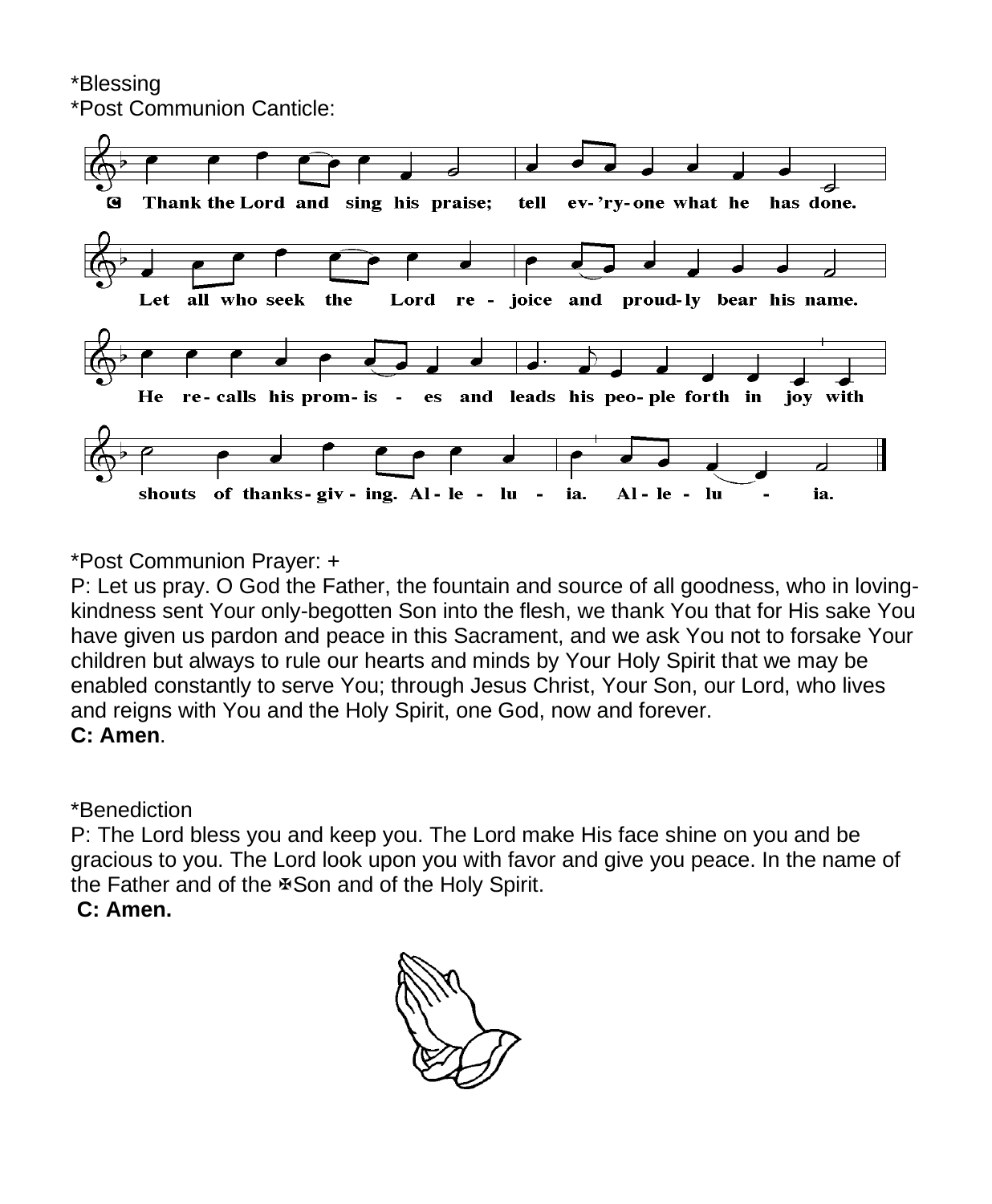\*Blessing

\*Post Communion Canticle:

C Thank the Lord and sing his praise; tell ev-'ry-one what he has done. Let all who seek the Lord re-joice and proud-ly bear his name. He re-calls his prom-is-es and leads his peo-ple forth in joy with shouts of thanks-giv-ing. Al-le-lu-ia. Al-le-lu-ia.

\*Post Communion Prayer: +

P: Let us pray. O God the Father, the fountain and source of all goodness, who in loving-kindness sent Your only-begotten Son into the flesh, we thank You that for His sake You have given us pardon and peace in this Sacrament, and we ask You not to forsake Your children but always to rule our hearts and minds by Your Holy Spirit that we may be enabled constantly to serve You; through Jesus Christ, Your Son, our Lord, who lives and reigns with You and the Holy Spirit, one God, now and forever.

**C: Amen**.

\*Benediction

P: The Lord bless you and keep you. The Lord make His face shine on you and be gracious to you. The Lord look upon you with favor and give you peace. In the name of the Father and of the ✠Son and of the Holy Spirit.

**C: Amen.**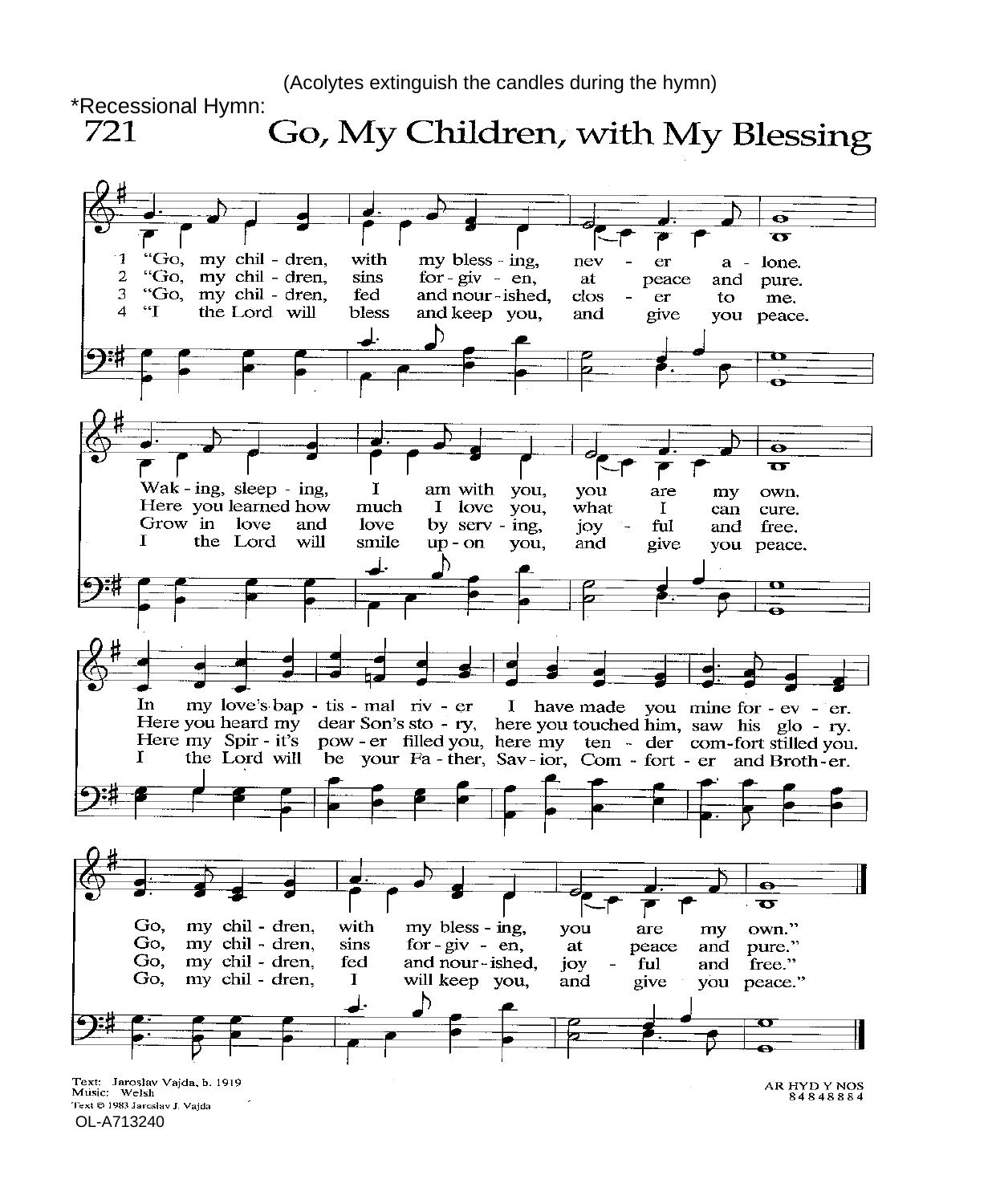(Acolytes extinguish the candles during the hymn)

*Recessional Hymn:

# 721 Go, My Children, with My Blessing

1 "Go, my chil - dren, with my bless - ing, nev - er a - lone.
Wak - ing, sleep - ing, I am with you, you are my own.
In my love's bap - tis - mal riv - er I have made you mine for - ev - er.
Go, my chil - dren, with my bless - ing, you are my own."

2 "Go, my chil - dren, sins for - giv - en, at peace and pure.
Here you learned how much I love you, what I can cure.
Here you heard my dear Son's sto - ry, here you touched him, saw his glo - ry.
Go, my chil - dren, sins for - giv - en, at peace and pure."

3 "Go, my chil - dren, fed and nour - ished, clos - er to me.
Grow in love and love by serv - ing, joy - ful and free.
Here my Spir - it's pow - er filled you, here my ten - der com - fort stilled you.
Go, my chil - dren, fed and nour - ished, joy - ful and free."

4 "I the Lord will bless and keep you, and give you peace.
I the Lord will smile up - on you, and give you peace.
I the Lord will be your Fa - ther, Sav - ior, Com - fort - er and Broth - er.
Go, my chil - dren, I will keep you, and give you peace."

Text: Jaroslav Vajda, b. 1919
Music: Welsh
Text © 1983 Jaroslav J. Vajda
OL-A713240

AR HYD Y NOS
8 4 8 4 8 8 8 4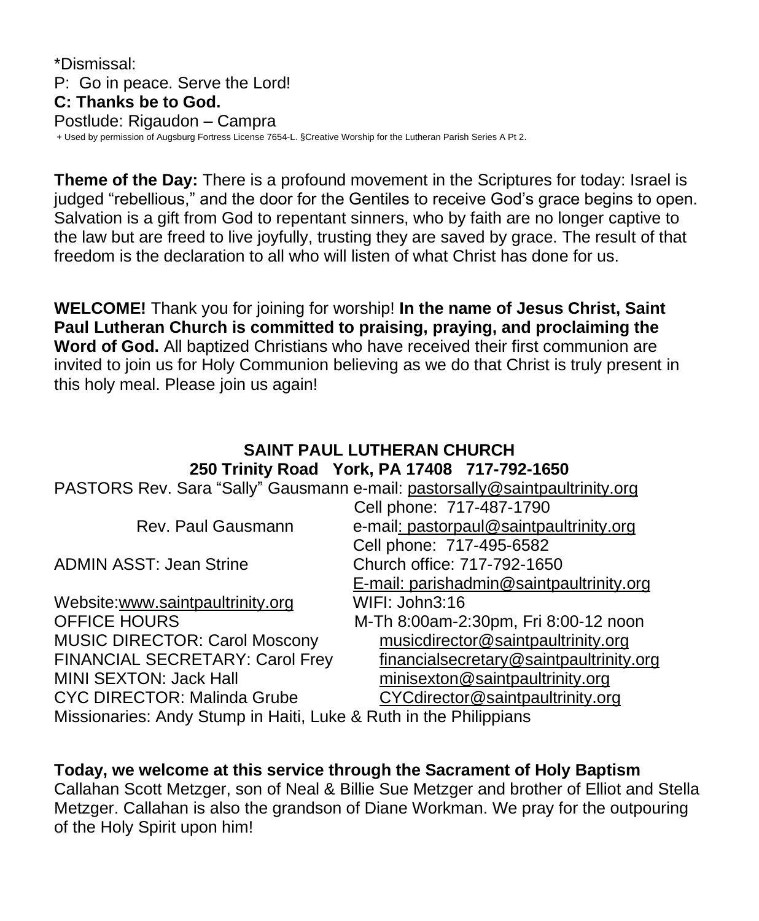\*Dismissal:

P: Go in peace. Serve the Lord!

**C: Thanks be to God.**

Postlude: Rigaudon – Campra

+ Used by permission of Augsburg Fortress License 7654-L. §Creative Worship for the Lutheran Parish Series A Pt 2.

**Theme of the Day:** There is a profound movement in the Scriptures for today: Israel is judged "rebellious," and the door for the Gentiles to receive God's grace begins to open. Salvation is a gift from God to repentant sinners, who by faith are no longer captive to the law but are freed to live joyfully, trusting they are saved by grace. The result of that freedom is the declaration to all who will listen of what Christ has done for us.

**WELCOME!** Thank you for joining for worship! **In the name of Jesus Christ, Saint Paul Lutheran Church is committed to praising, praying, and proclaiming the Word of God.** All baptized Christians who have received their first communion are invited to join us for Holy Communion believing as we do that Christ is truly present in this holy meal. Please join us again!

**SAINT PAUL LUTHERAN CHURCH**
**250 Trinity Road York, PA 17408 717-792-1650**

PASTORS Rev. Sara "Sally" Gausmann e-mail: pastorsally@saintpaultrinity.org
Cell phone: 717-487-1790

Rev. Paul Gausmann e-mail: pastorpaul@saintpaultrinity.org
Cell phone: 717-495-6582

ADMIN ASST: Jean Strine Church office: 717-792-1650
E-mail: parishadmin@saintpaultrinity.org

Website:www.saintpaultrinity.org WIFI: John3:16

OFFICE HOURS M-Th 8:00am-2:30pm, Fri 8:00-12 noon

MUSIC DIRECTOR: Carol Moscony musicdirector@saintpaultrinity.org

FINANCIAL SECRETARY: Carol Frey financialsecretary@saintpaultrinity.org

MINI SEXTON: Jack Hall minisexton@saintpaultrinity.org

CYC DIRECTOR: Malinda Grube CYCdirector@saintpaultrinity.org

Missionaries: Andy Stump in Haiti, Luke & Ruth in the Philippians

**Today, we welcome at this service through the Sacrament of Holy Baptism**
Callahan Scott Metzger, son of Neal & Billie Sue Metzger and brother of Elliot and Stella Metzger. Callahan is also the grandson of Diane Workman. We pray for the outpouring of the Holy Spirit upon him!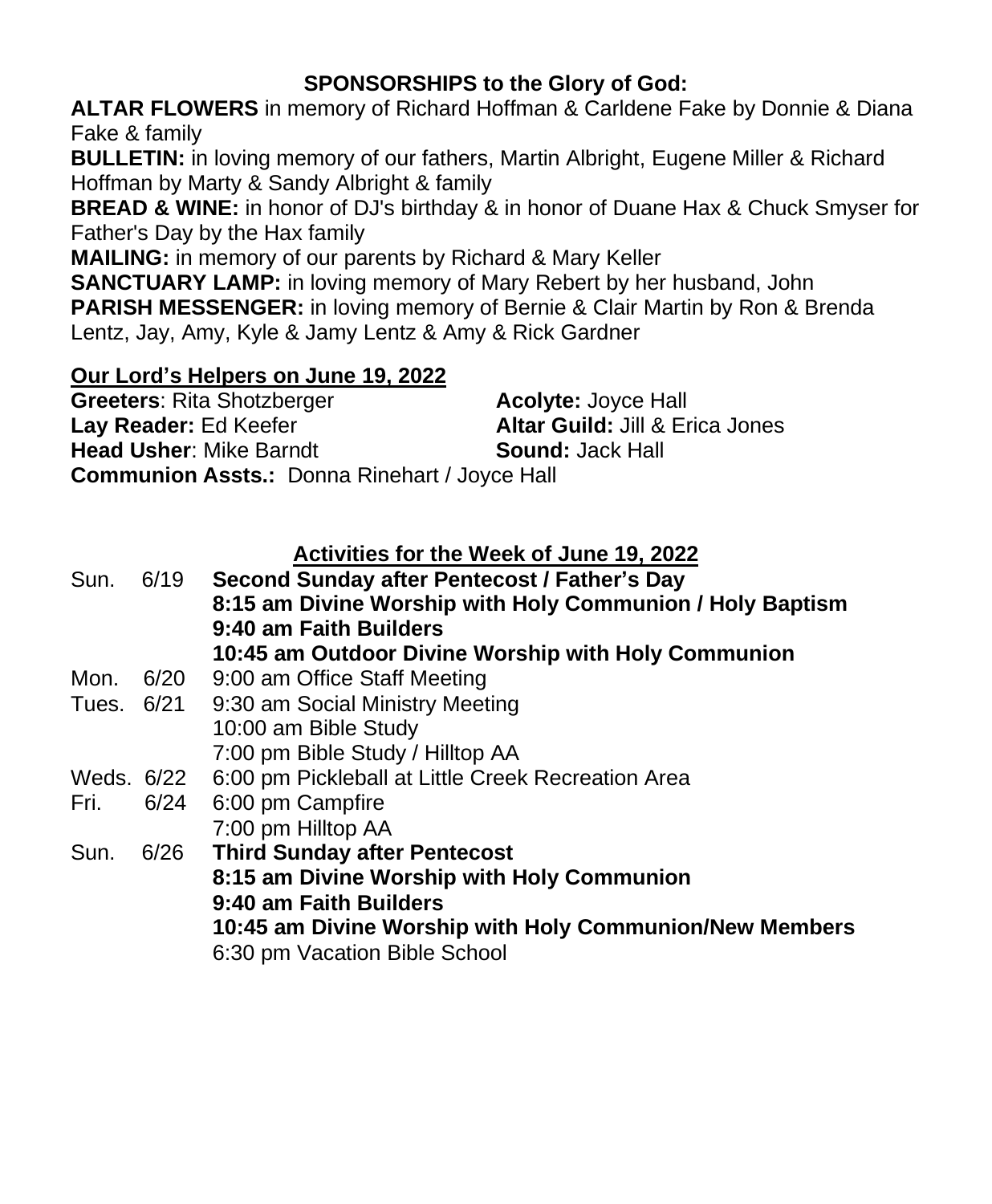**SPONSORSHIPS to the Glory of God:**

**ALTAR FLOWERS** in memory of Richard Hoffman & Carldene Fake by Donnie & Diana Fake & family

**BULLETIN:** in loving memory of our fathers, Martin Albright, Eugene Miller & Richard Hoffman by Marty & Sandy Albright & family

**BREAD & WINE:** in honor of DJ's birthday & in honor of Duane Hax & Chuck Smyser for Father's Day by the Hax family

**MAILING:** in memory of our parents by Richard & Mary Keller

**SANCTUARY LAMP:** in loving memory of Mary Rebert by her husband, John

**PARISH MESSENGER:** in loving memory of Bernie & Clair Martin by Ron & Brenda Lentz, Jay, Amy, Kyle & Jamy Lentz & Amy & Rick Gardner

**Our Lord's Helpers on June 19, 2022**

**Greeters**: Rita Shotzberger
**Acolyte:** Joyce Hall
**Lay Reader:** Ed Keefer
**Altar Guild:** Jill & Erica Jones
**Head Usher**: Mike Barndt
**Sound:** Jack Hall
**Communion Assts.:** Donna Rinehart / Joyce Hall

**Activities for the Week of June 19, 2022**

| | | |
|---|---|---|
| Sun. | 6/19 | **Second Sunday after Pentecost / Father's Day** |
| | | **8:15 am Divine Worship with Holy Communion / Holy Baptism** |
| | | **9:40 am Faith Builders** |
| | | **10:45 am Outdoor Divine Worship with Holy Communion** |
| Mon. | 6/20 | 9:00 am Office Staff Meeting |
| Tues. | 6/21 | 9:30 am Social Ministry Meeting |
| | | 10:00 am Bible Study |
| | | 7:00 pm Bible Study / Hilltop AA |
| Weds. | 6/22 | 6:00 pm Pickleball at Little Creek Recreation Area |
| Fri. | 6/24 | 6:00 pm Campfire |
| | | 7:00 pm Hilltop AA |
| Sun. | 6/26 | **Third Sunday after Pentecost** |
| | | **8:15 am Divine Worship with Holy Communion** |
| | | **9:40 am Faith Builders** |
| | | **10:45 am Divine Worship with Holy Communion/New Members** |
| | | 6:30 pm Vacation Bible School |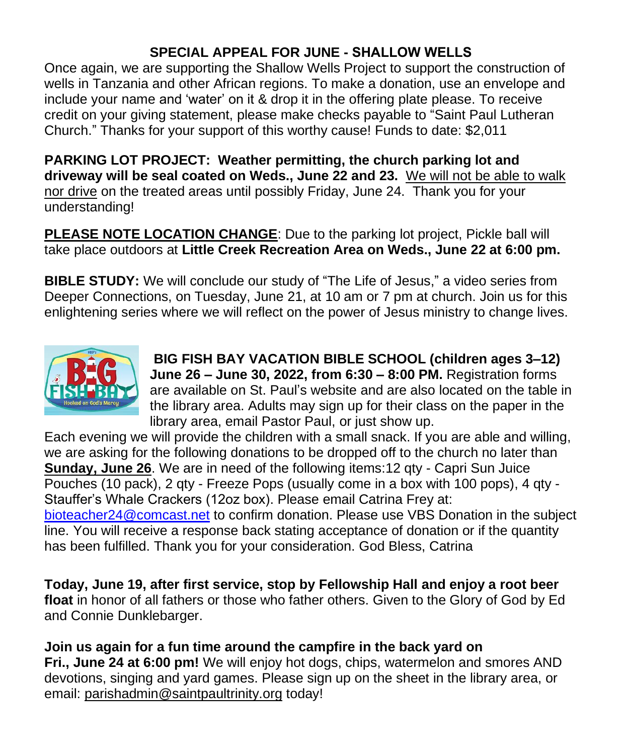**SPECIAL APPEAL FOR JUNE - SHALLOW WELLS**

Once again, we are supporting the Shallow Wells Project to support the construction of wells in Tanzania and other African regions. To make a donation, use an envelope and include your name and 'water' on it & drop it in the offering plate please. To receive credit on your giving statement, please make checks payable to "Saint Paul Lutheran Church." Thanks for your support of this worthy cause! Funds to date: $2,011

**PARKING LOT PROJECT: Weather permitting, the church parking lot and driveway will be seal coated on Weds., June 22 and 23.** We will not be able to walk nor drive on the treated areas until possibly Friday, June 24. Thank you for your understanding!

**PLEASE NOTE LOCATION CHANGE**: Due to the parking lot project, Pickle ball will take place outdoors at **Little Creek Recreation Area on Weds., June 22 at 6:00 pm.**

**BIBLE STUDY:** We will conclude our study of "The Life of Jesus," a video series from Deeper Connections, on Tuesday, June 21, at 10 am or 7 pm at church. Join us for this enlightening series where we will reflect on the power of Jesus ministry to change lives.

**BIG FISH BAY VACATION BIBLE SCHOOL (children ages 3–12) June 26 – June 30, 2022, from 6:30 – 8:00 PM.** Registration forms are available on St. Paul's website and are also located on the table in the library area. Adults may sign up for their class on the paper in the library area, email Pastor Paul, or just show up.

Each evening we will provide the children with a small snack. If you are able and willing, we are asking for the following donations to be dropped off to the church no later than **Sunday, June 26**. We are in need of the following items:12 qty - Capri Sun Juice Pouches (10 pack), 2 qty - Freeze Pops (usually come in a box with 100 pops), 4 qty - Stauffer's Whale Crackers (12oz box). Please email Catrina Frey at: bioteacher24@comcast.net to confirm donation. Please use VBS Donation in the subject line. You will receive a response back stating acceptance of donation or if the quantity has been fulfilled. Thank you for your consideration. God Bless, Catrina

**Today, June 19, after first service, stop by Fellowship Hall and enjoy a root beer float** in honor of all fathers or those who father others. Given to the Glory of God by Ed and Connie Dunklebarger.

**Join us again for a fun time around the campfire in the back yard on Fri., June 24 at 6:00 pm!** We will enjoy hot dogs, chips, watermelon and smores AND devotions, singing and yard games. Please sign up on the sheet in the library area, or email: parishadmin@saintpaultrinity.org today!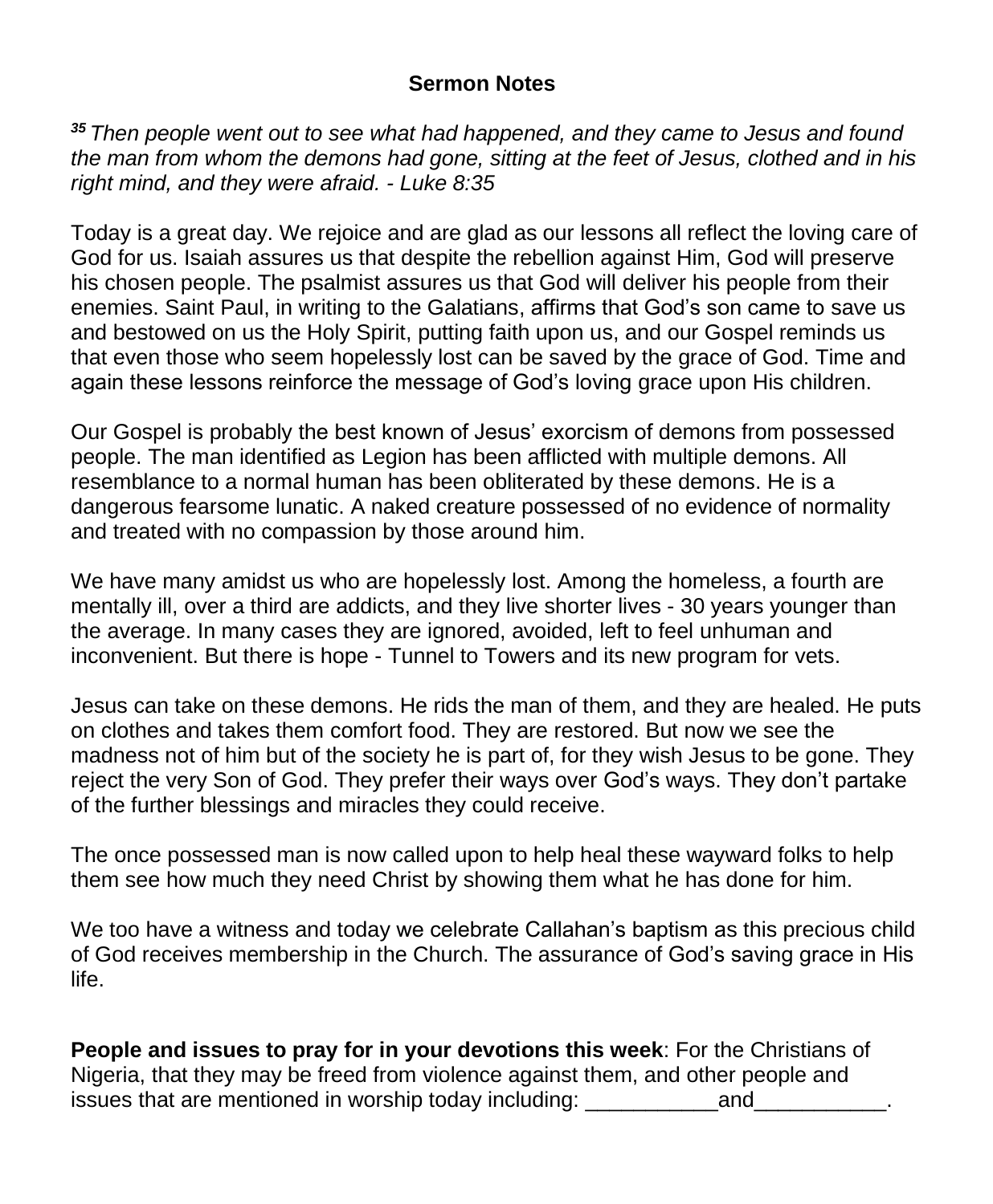## Sermon Notes

*[35] Then people went out to see what had happened, and they came to Jesus and found the man from whom the demons had gone, sitting at the feet of Jesus, clothed and in his right mind, and they were afraid. - Luke 8:35*

Today is a great day. We rejoice and are glad as our lessons all reflect the loving care of God for us. Isaiah assures us that despite the rebellion against Him, God will preserve his chosen people. The psalmist assures us that God will deliver his people from their enemies. Saint Paul, in writing to the Galatians, affirms that God's son came to save us and bestowed on us the Holy Spirit, putting faith upon us, and our Gospel reminds us that even those who seem hopelessly lost can be saved by the grace of God. Time and again these lessons reinforce the message of God's loving grace upon His children.

Our Gospel is probably the best known of Jesus' exorcism of demons from possessed people. The man identified as Legion has been afflicted with multiple demons. All resemblance to a normal human has been obliterated by these demons. He is a dangerous fearsome lunatic. A naked creature possessed of no evidence of normality and treated with no compassion by those around him.

We have many amidst us who are hopelessly lost. Among the homeless, a fourth are mentally ill, over a third are addicts, and they live shorter lives - 30 years younger than the average. In many cases they are ignored, avoided, left to feel unhuman and inconvenient. But there is hope - Tunnel to Towers and its new program for vets.

Jesus can take on these demons. He rids the man of them, and they are healed. He puts on clothes and takes them comfort food. They are restored. But now we see the madness not of him but of the society he is part of, for they wish Jesus to be gone. They reject the very Son of God. They prefer their ways over God's ways. They don't partake of the further blessings and miracles they could receive.

The once possessed man is now called upon to help heal these wayward folks to help them see how much they need Christ by showing them what he has done for him.

We too have a witness and today we celebrate Callahan's baptism as this precious child of God receives membership in the Church. The assurance of God's saving grace in His life.

**People and issues to pray for in your devotions this week**: For the Christians of Nigeria, that they may be freed from violence against them, and other people and issues that are mentioned in worship today including: ___________and___________.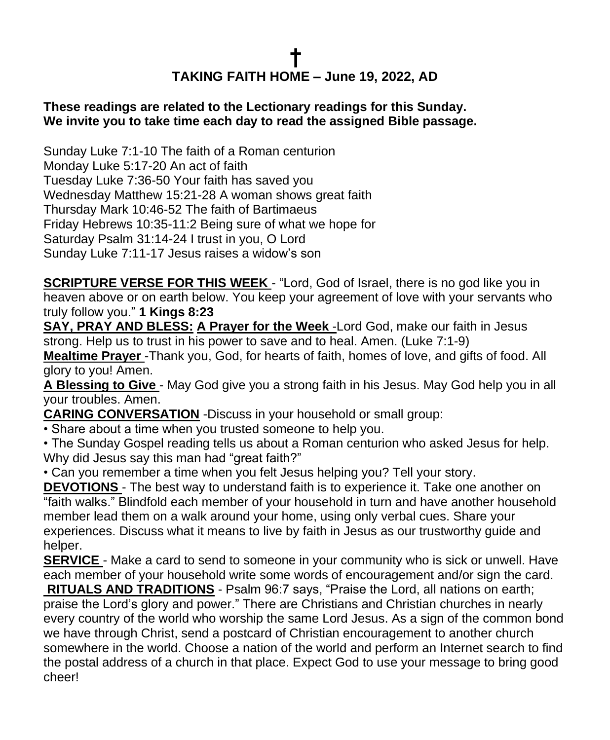# †
# TAKING FAITH HOME – June 19, 2022, AD

**These readings are related to the Lectionary readings for this Sunday.**
**We invite you to take time each day to read the assigned Bible passage.**

Sunday Luke 7:1-10 The faith of a Roman centurion
Monday Luke 5:17-20 An act of faith
Tuesday Luke 7:36-50 Your faith has saved you
Wednesday Matthew 15:21-28 A woman shows great faith
Thursday Mark 10:46-52 The faith of Bartimaeus
Friday Hebrews 10:35-11:2 Being sure of what we hope for
Saturday Psalm 31:14-24 I trust in you, O Lord
Sunday Luke 7:11-17 Jesus raises a widow's son

**SCRIPTURE VERSE FOR THIS WEEK** - "Lord, God of Israel, there is no god like you in heaven above or on earth below. You keep your agreement of love with your servants who truly follow you." **1 Kings 8:23**

**SAY, PRAY AND BLESS: A Prayer for the Week** -Lord God, make our faith in Jesus strong. Help us to trust in his power to save and to heal. Amen. (Luke 7:1-9)

**Mealtime Prayer** -Thank you, God, for hearts of faith, homes of love, and gifts of food. All glory to you! Amen.

**A Blessing to Give** - May God give you a strong faith in his Jesus. May God help you in all your troubles. Amen.

**CARING CONVERSATION** -Discuss in your household or small group:

- Share about a time when you trusted someone to help you.
- The Sunday Gospel reading tells us about a Roman centurion who asked Jesus for help. Why did Jesus say this man had "great faith?"
- Can you remember a time when you felt Jesus helping you? Tell your story.

**DEVOTIONS** - The best way to understand faith is to experience it. Take one another on "faith walks." Blindfold each member of your household in turn and have another household member lead them on a walk around your home, using only verbal cues. Share your experiences. Discuss what it means to live by faith in Jesus as our trustworthy guide and helper.

**SERVICE** - Make a card to send to someone in your community who is sick or unwell. Have each member of your household write some words of encouragement and/or sign the card.

**RITUALS AND TRADITIONS** - Psalm 96:7 says, "Praise the Lord, all nations on earth; praise the Lord's glory and power." There are Christians and Christian churches in nearly every country of the world who worship the same Lord Jesus. As a sign of the common bond we have through Christ, send a postcard of Christian encouragement to another church somewhere in the world. Choose a nation of the world and perform an Internet search to find the postal address of a church in that place. Expect God to use your message to bring good cheer!